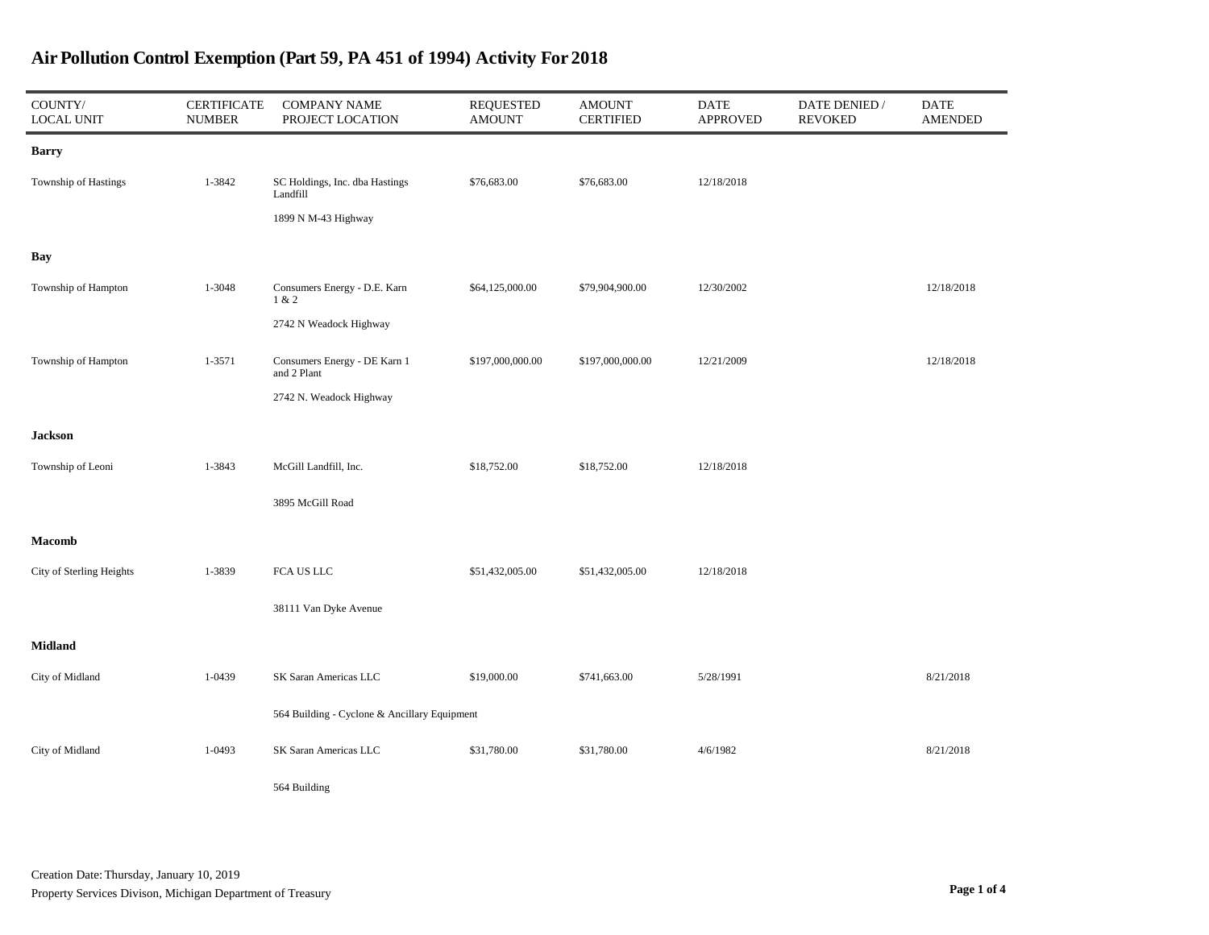# Air Pollution Control Exemption (Part 59, PA 451 of 1994) Activity For 2018

| COUNTY/ LOCAL UNIT | CERTIFICATE NUMBER | COMPANY NAME PROJECT LOCATION | REQUESTED AMOUNT | AMOUNT CERTIFIED | DATE APPROVED | DATE DENIED / REVOKED | DATE AMENDED |
|---|---|---|---|---|---|---|---|
| **Barry** | | | | | | | |
| Township of Hastings | 1-3842 | SC Holdings, Inc. dba Hastings Landfill<br>1899 N M-43 Highway | $76,683.00 | $76,683.00 | 12/18/2018 | | |
| **Bay** | | | | | | | |
| Township of Hampton | 1-3048 | Consumers Energy - D.E. Karn 1 & 2<br>2742 N Weadock Highway | $64,125,000.00 | $79,904,900.00 | 12/30/2002 | | 12/18/2018 |
| Township of Hampton | 1-3571 | Consumers Energy - DE Karn 1 and 2 Plant<br>2742 N. Weadock Highway | $197,000,000.00 | $197,000,000.00 | 12/21/2009 | | 12/18/2018 |
| **Jackson** | | | | | | | |
| Township of Leoni | 1-3843 | McGill Landfill, Inc.<br>3895 McGill Road | $18,752.00 | $18,752.00 | 12/18/2018 | | |
| **Macomb** | | | | | | | |
| City of Sterling Heights | 1-3839 | FCA US LLC<br>38111 Van Dyke Avenue | $51,432,005.00 | $51,432,005.00 | 12/18/2018 | | |
| **Midland** | | | | | | | |
| City of Midland | 1-0439 | SK Saran Americas LLC<br>564 Building - Cyclone & Ancillary Equipment | $19,000.00 | $741,663.00 | 5/28/1991 | | 8/21/2018 |
| City of Midland | 1-0493 | SK Saran Americas LLC<br>564 Building | $31,780.00 | $31,780.00 | 4/6/1982 | | 8/21/2018 |

Creation Date: Thursday, January 10, 2019
Property Services Divison, Michigan Department of Treasury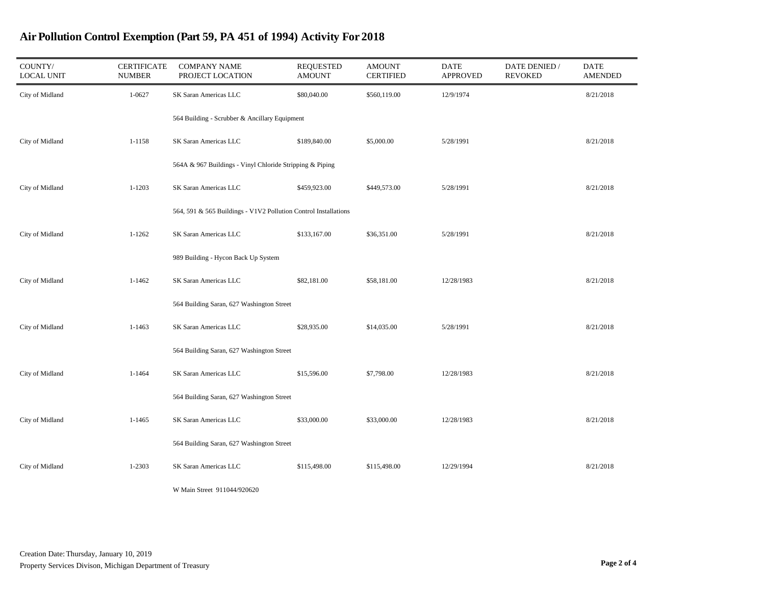# Air Pollution Control Exemption (Part 59, PA 451 of 1994) Activity For 2018

| COUNTY/ LOCAL UNIT | CERTIFICATE NUMBER | COMPANY NAME PROJECT LOCATION | REQUESTED AMOUNT | AMOUNT CERTIFIED | DATE APPROVED | DATE DENIED / REVOKED | DATE AMENDED |
|---|---|---|---|---|---|---|---|
| City of Midland | 1-0627 | SK Saran Americas LLC<br>564 Building - Scrubber & Ancillary Equipment | $80,040.00 | $560,119.00 | 12/9/1974 | | 8/21/2018 |
| City of Midland | 1-1158 | SK Saran Americas LLC<br>564A & 967 Buildings - Vinyl Chloride Stripping & Piping | $189,840.00 | $5,000.00 | 5/28/1991 | | 8/21/2018 |
| City of Midland | 1-1203 | SK Saran Americas LLC<br>564, 591 & 565 Buildings - V1V2 Pollution Control Installations | $459,923.00 | $449,573.00 | 5/28/1991 | | 8/21/2018 |
| City of Midland | 1-1262 | SK Saran Americas LLC<br>989 Building - Hycon Back Up System | $133,167.00 | $36,351.00 | 5/28/1991 | | 8/21/2018 |
| City of Midland | 1-1462 | SK Saran Americas LLC<br>564 Building Saran, 627 Washington Street | $82,181.00 | $58,181.00 | 12/28/1983 | | 8/21/2018 |
| City of Midland | 1-1463 | SK Saran Americas LLC<br>564 Building Saran, 627 Washington Street | $28,935.00 | $14,035.00 | 5/28/1991 | | 8/21/2018 |
| City of Midland | 1-1464 | SK Saran Americas LLC<br>564 Building Saran, 627 Washington Street | $15,596.00 | $7,798.00 | 12/28/1983 | | 8/21/2018 |
| City of Midland | 1-1465 | SK Saran Americas LLC<br>564 Building Saran, 627 Washington Street | $33,000.00 | $33,000.00 | 12/28/1983 | | 8/21/2018 |
| City of Midland | 1-2303 | SK Saran Americas LLC<br>W Main Street 911044/920620 | $115,498.00 | $115,498.00 | 12/29/1994 | | 8/21/2018 |

Creation Date: Thursday, January 10, 2019
Property Services Divison, Michigan Department of Treasury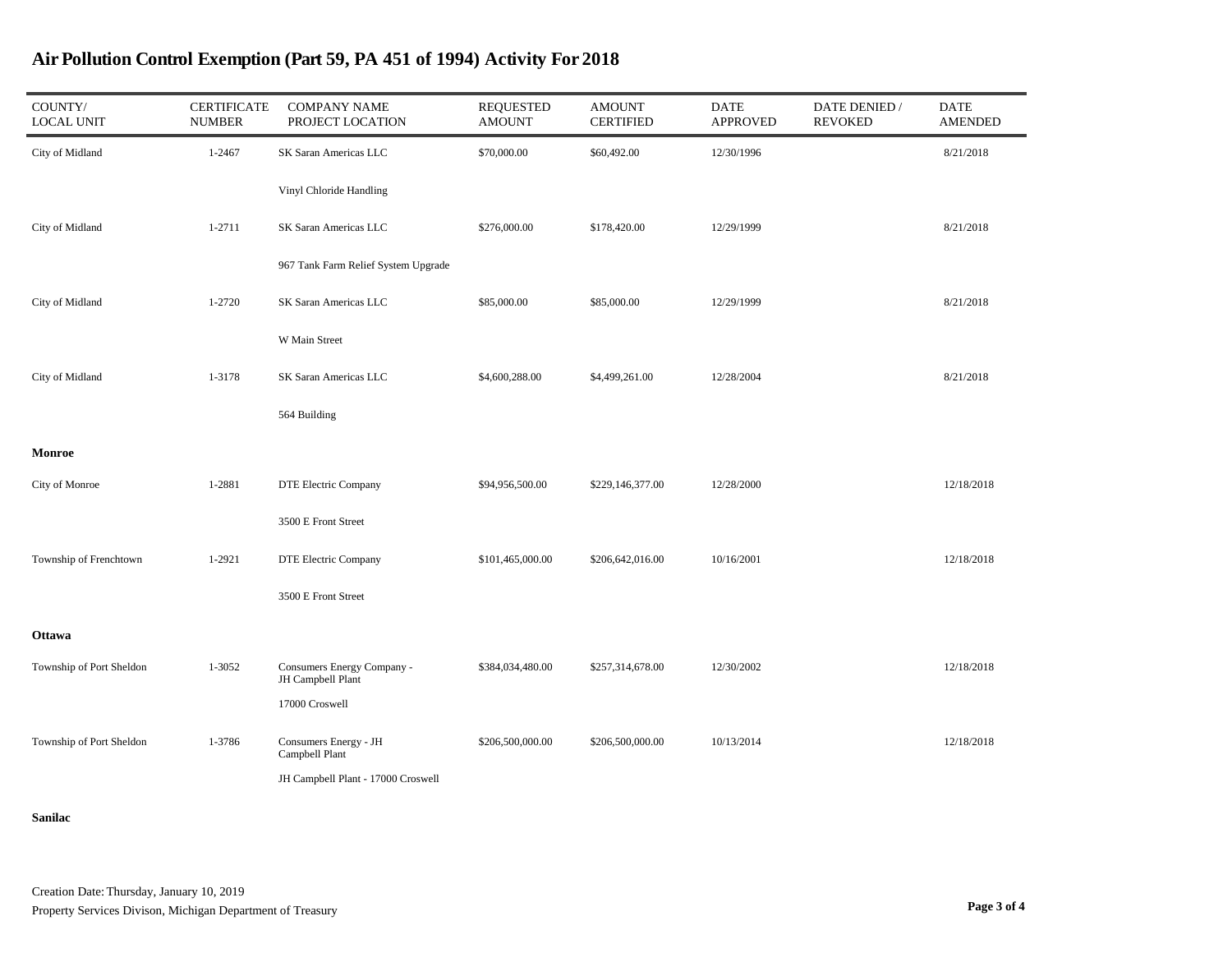# Air Pollution Control Exemption (Part 59, PA 451 of 1994) Activity For 2018

| COUNTY/ LOCAL UNIT | CERTIFICATE NUMBER | COMPANY NAME PROJECT LOCATION | REQUESTED AMOUNT | AMOUNT CERTIFIED | DATE APPROVED | DATE DENIED / REVOKED | DATE AMENDED |
|---|---|---|---|---|---|---|---|
| City of Midland | 1-2467 | SK Saran Americas LLC | $70,000.00 | $60,492.00 | 12/30/1996 | | 8/21/2018 |
| | | Vinyl Chloride Handling | | | | | |
| City of Midland | 1-2711 | SK Saran Americas LLC | $276,000.00 | $178,420.00 | 12/29/1999 | | 8/21/2018 |
| | | 967 Tank Farm Relief System Upgrade | | | | | |
| City of Midland | 1-2720 | SK Saran Americas LLC | $85,000.00 | $85,000.00 | 12/29/1999 | | 8/21/2018 |
| | | W Main Street | | | | | |
| City of Midland | 1-3178 | SK Saran Americas LLC | $4,600,288.00 | $4,499,261.00 | 12/28/2004 | | 8/21/2018 |
| | | 564 Building | | | | | |
| **Monroe** | | | | | | | |
| City of Monroe | 1-2881 | DTE Electric Company | $94,956,500.00 | $229,146,377.00 | 12/28/2000 | | 12/18/2018 |
| | | 3500 E Front Street | | | | | |
| Township of Frenchtown | 1-2921 | DTE Electric Company | $101,465,000.00 | $206,642,016.00 | 10/16/2001 | | 12/18/2018 |
| | | 3500 E Front Street | | | | | |
| **Ottawa** | | | | | | | |
| Township of Port Sheldon | 1-3052 | Consumers Energy Company - JH Campbell Plant | $384,034,480.00 | $257,314,678.00 | 12/30/2002 | | 12/18/2018 |
| | | 17000 Croswell | | | | | |
| Township of Port Sheldon | 1-3786 | Consumers Energy - JH Campbell Plant | $206,500,000.00 | $206,500,000.00 | 10/13/2014 | | 12/18/2018 |
| | | JH Campbell Plant - 17000 Croswell | | | | | |
| **Sanilac** | | | | | | | |

Creation Date: Thursday, January 10, 2019

Property Services Divison, Michigan Department of Treasury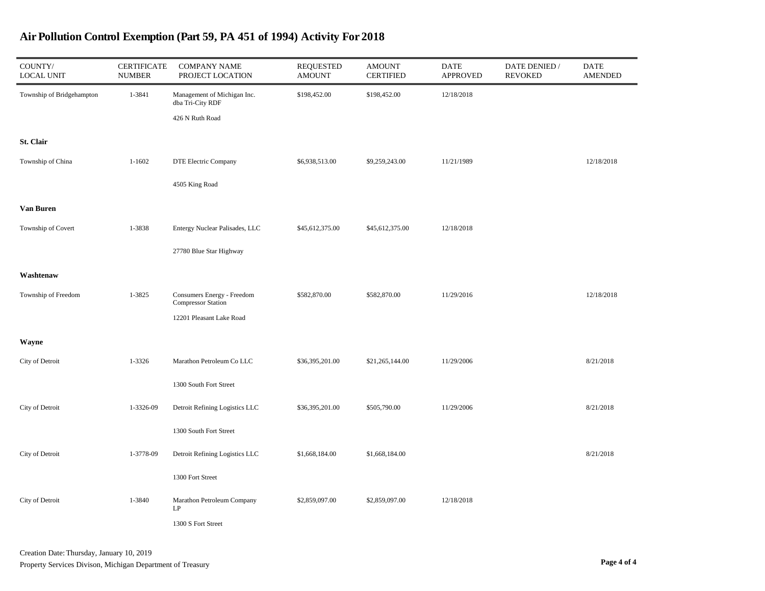# Air Pollution Control Exemption (Part 59, PA 451 of 1994) Activity For 2018

| COUNTY/ LOCAL UNIT | CERTIFICATE NUMBER | COMPANY NAME PROJECT LOCATION | REQUESTED AMOUNT | AMOUNT CERTIFIED | DATE APPROVED | DATE DENIED / REVOKED | DATE AMENDED |
|---|---|---|---|---|---|---|---|
| Township of Bridgehampton | 1-3841 | Management of Michigan Inc. dba Tri-City RDF<br>426 N Ruth Road | $198,452.00 | $198,452.00 | 12/18/2018 | | |
| **St. Clair** | | | | | | | |
| Township of China | 1-1602 | DTE Electric Company<br>4505 King Road | $6,938,513.00 | $9,259,243.00 | 11/21/1989 | | 12/18/2018 |
| **Van Buren** | | | | | | | |
| Township of Covert | 1-3838 | Entergy Nuclear Palisades, LLC<br>27780 Blue Star Highway | $45,612,375.00 | $45,612,375.00 | 12/18/2018 | | |
| **Washtenaw** | | | | | | | |
| Township of Freedom | 1-3825 | Consumers Energy - Freedom Compressor Station<br>12201 Pleasant Lake Road | $582,870.00 | $582,870.00 | 11/29/2016 | | 12/18/2018 |
| **Wayne** | | | | | | | |
| City of Detroit | 1-3326 | Marathon Petroleum Co LLC<br>1300 South Fort Street | $36,395,201.00 | $21,265,144.00 | 11/29/2006 | | 8/21/2018 |
| City of Detroit | 1-3326-09 | Detroit Refining Logistics LLC<br>1300 South Fort Street | $36,395,201.00 | $505,790.00 | 11/29/2006 | | 8/21/2018 |
| City of Detroit | 1-3778-09 | Detroit Refining Logistics LLC<br>1300 Fort Street | $1,668,184.00 | $1,668,184.00 | | | 8/21/2018 |
| City of Detroit | 1-3840 | Marathon Petroleum Company LP<br>1300 S Fort Street | $2,859,097.00 | $2,859,097.00 | 12/18/2018 | | |

Creation Date: Thursday, January 10, 2019

Property Services Divison, Michigan Department of Treasury